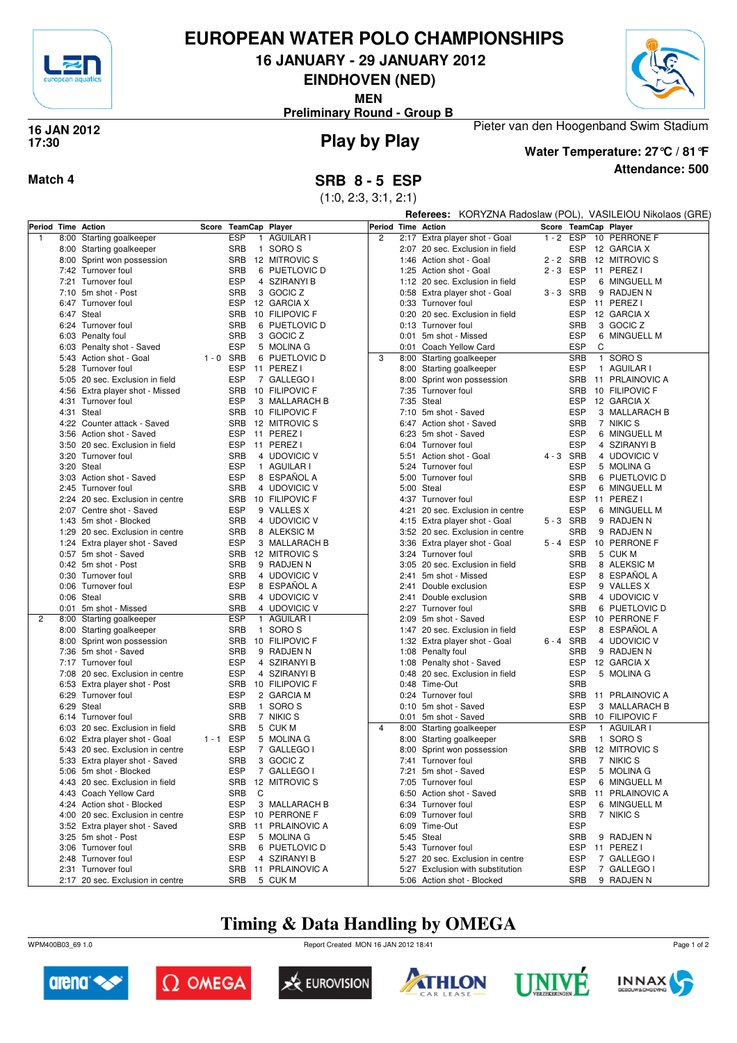# EUROPEAN WATER POLO CHAMPIONSHIPS

## 16 JANUARY - 29 JANUARY 2012

## EINDHOVEN (NED)

**MEN**

**Preliminary Round - Group B**

**16 JAN 2012**
**17:30**

## Play by Play

Pieter van den Hoogenband Swim Stadium

**Water Temperature: 27°C / 81°F**

**Attendance: 500**

**Match 4**

## SRB 8 - 5 ESP

(1:0, 2:3, 3:1, 2:1)

**Referees:** KORYZNA Radoslaw (POL), VASILEIOU Nikolaos (GRE)

| Period | Time | Action | Score | TeamCap | | Player |
|---|---|---|---|---|---|---|
| 1 | 8:00 | Starting goalkeeper | | ESP | 1 | AGUILAR I |
| | 8:00 | Starting goalkeeper | | SRB | 1 | SORO S |
| | 8:00 | Sprint won possession | | SRB | 12 | MITROVIC S |
| | 7:42 | Turnover foul | | SRB | 6 | PIJETLOVIC D |
| | 7:21 | Turnover foul | | ESP | 4 | SZIRANYI B |
| | 7:10 | 5m shot - Post | | SRB | 3 | GOCIC Z |
| | 6:47 | Turnover foul | | ESP | 12 | GARCIA X |
| | 6:47 | Steal | | SRB | 10 | FILIPOVIC F |
| | 6:24 | Turnover foul | | SRB | 6 | PIJETLOVIC D |
| | 6:03 | Penalty foul | | SRB | 3 | GOCIC Z |
| | 6:03 | Penalty shot - Saved | | ESP | 5 | MOLINA G |
| | 5:43 | Action shot - Goal | 1 - 0 | SRB | 6 | PIJETLOVIC D |
| | 5:28 | Turnover foul | | ESP | 11 | PEREZ I |
| | 5:05 | 20 sec. Exclusion in field | | ESP | 7 | GALLEGO I |
| | 4:56 | Extra player shot - Missed | | SRB | 10 | FILIPOVIC F |
| | 4:31 | Turnover foul | | ESP | 3 | MALLARACH B |
| | 4:31 | Steal | | SRB | 10 | FILIPOVIC F |
| | 4:22 | Counter attack - Saved | | SRB | 12 | MITROVIC S |
| | 3:56 | Action shot - Saved | | ESP | 11 | PEREZ I |
| | 3:50 | 20 sec. Exclusion in field | | ESP | 11 | PEREZ I |
| | 3:20 | Turnover foul | | SRB | 4 | UDOVICIC V |
| | 3:20 | Steal | | ESP | 1 | AGUILAR I |
| | 3:03 | Action shot - Saved | | ESP | 8 | ESPAÑOL A |
| | 2:45 | Turnover foul | | SRB | 4 | UDOVICIC V |
| | 2:24 | 20 sec. Exclusion in centre | | SRB | 10 | FILIPOVIC F |
| | 2:07 | Centre shot - Saved | | ESP | 9 | VALLES X |
| | 1:43 | 5m shot - Blocked | | SRB | 4 | UDOVICIC V |
| | 1:29 | 20 sec. Exclusion in centre | | SRB | 8 | ALEKSIC M |
| | 1:24 | Extra player shot - Saved | | ESP | 3 | MALLARACH B |
| | 0:57 | 5m shot - Saved | | SRB | 12 | MITROVIC S |
| | 0:42 | 5m shot - Post | | SRB | 9 | RADJEN N |
| | 0:30 | Turnover foul | | SRB | 4 | UDOVICIC V |
| | 0:06 | Turnover foul | | ESP | 8 | ESPAÑOL A |
| | 0:06 | Steal | | SRB | 4 | UDOVICIC V |
| | 0:01 | 5m shot - Missed | | SRB | 4 | UDOVICIC V |
| 2 | 8:00 | Starting goalkeeper | | ESP | 1 | AGUILAR I |
| | 8:00 | Starting goalkeeper | | SRB | 1 | SORO S |
| | 8:00 | Sprint won possession | | SRB | 10 | FILIPOVIC F |
| | 7:36 | 5m shot - Saved | | SRB | 9 | RADJEN N |
| | 7:17 | Turnover foul | | ESP | 4 | SZIRANYI B |
| | 7:08 | 20 sec. Exclusion in centre | | ESP | 4 | SZIRANYI B |
| | 6:53 | Extra player shot - Post | | SRB | 10 | FILIPOVIC F |
| | 6:29 | Turnover foul | | ESP | 2 | GARCIA M |
| | 6:29 | Steal | | SRB | 1 | SORO S |
| | 6:14 | Turnover foul | | SRB | 7 | NIKIC S |
| | 6:03 | 20 sec. Exclusion in field | | SRB | 5 | CUK M |
| | 6:02 | Extra player shot - Goal | 1 - 1 | ESP | 5 | MOLINA G |
| | 5:43 | 20 sec. Exclusion in centre | | ESP | 7 | GALLEGO I |
| | 5:33 | Extra player shot - Saved | | SRB | 3 | GOCIC Z |
| | 5:06 | 5m shot - Blocked | | ESP | 7 | GALLEGO I |
| | 4:43 | 20 sec. Exclusion in field | | SRB | 12 | MITROVIC S |
| | 4:43 | Coach Yellow Card | | SRB | C | |
| | 4:24 | Action shot - Blocked | | ESP | 3 | MALLARACH B |
| | 4:00 | 20 sec. Exclusion in centre | | ESP | 10 | PERRONE F |
| | 3:52 | Extra player shot - Saved | | SRB | 11 | PRLAINOVIC A |
| | 3:25 | 5m shot - Post | | ESP | 5 | MOLINA G |
| | 3:06 | Turnover foul | | SRB | 6 | PIJETLOVIC D |
| | 2:48 | Turnover foul | | ESP | 4 | SZIRANYI B |
| | 2:31 | Turnover foul | | SRB | 11 | PRLAINOVIC A |
| | 2:17 | 20 sec. Exclusion in centre | | SRB | 5 | CUK M |
| 2 | 2:17 | Extra player shot - Goal | 1 - 2 | ESP | 10 | PERRONE F |
| | 2:07 | 20 sec. Exclusion in field | | ESP | 12 | GARCIA X |
| | 1:46 | Action shot - Goal | 2 - 2 | SRB | 12 | MITROVIC S |
| | 1:25 | Action shot - Goal | 2 - 3 | ESP | 11 | PEREZ I |
| | 1:12 | 20 sec. Exclusion in field | | ESP | 6 | MINGUELL M |
| | 0:58 | Extra player shot - Goal | 3 - 3 | SRB | 9 | RADJEN N |
| | 0:33 | Turnover foul | | ESP | 11 | PEREZ I |
| | 0:20 | 20 sec. Exclusion in field | | ESP | 12 | GARCIA X |
| | 0:13 | Turnover foul | | SRB | 3 | GOCIC Z |
| | 0:01 | 5m shot - Missed | | ESP | 6 | MINGUELL M |
| | 0:01 | Coach Yellow Card | | ESP | C | |
| 3 | 8:00 | Starting goalkeeper | | SRB | 1 | SORO S |
| | 8:00 | Starting goalkeeper | | ESP | 1 | AGUILAR I |
| | 8:00 | Sprint won possession | | SRB | 11 | PRLAINOVIC A |
| | 7:35 | Turnover foul | | SRB | 10 | FILIPOVIC F |
| | 7:35 | Steal | | ESP | 12 | GARCIA X |
| | 7:10 | 5m shot - Saved | | ESP | 3 | MALLARACH B |
| | 6:47 | Action shot - Saved | | SRB | 7 | NIKIC S |
| | 6:23 | 5m shot - Saved | | ESP | 6 | MINGUELL M |
| | 6:04 | Turnover foul | | ESP | 4 | SZIRANYI B |
| | 5:51 | Action shot - Goal | 4 - 3 | SRB | 4 | UDOVICIC V |
| | 5:24 | Turnover foul | | ESP | 5 | MOLINA G |
| | 5:00 | Turnover foul | | SRB | 6 | PIJETLOVIC D |
| | 5:00 | Steal | | ESP | 6 | MINGUELL M |
| | 4:37 | Turnover foul | | ESP | 11 | PEREZ I |
| | 4:21 | 20 sec. Exclusion in centre | | ESP | 6 | MINGUELL M |
| | 4:15 | Extra player shot - Goal | 5 - 3 | SRB | 9 | RADJEN N |
| | 3:52 | 20 sec. Exclusion in centre | | SRB | 9 | RADJEN N |
| | 3:36 | Extra player shot - Goal | 5 - 4 | ESP | 10 | PERRONE F |
| | 3:24 | Turnover foul | | SRB | 5 | CUK M |
| | 3:05 | 20 sec. Exclusion in field | | SRB | 8 | ALEKSIC M |
| | 2:41 | 5m shot - Missed | | ESP | 8 | ESPAÑOL A |
| | 2:41 | Double exclusion | | ESP | 9 | VALLES X |
| | 2:41 | Double exclusion | | SRB | 4 | UDOVICIC V |
| | 2:27 | Turnover foul | | SRB | 6 | PIJETLOVIC D |
| | 2:09 | 5m shot - Saved | | ESP | 10 | PERRONE F |
| | 1:47 | 20 sec. Exclusion in field | | ESP | 8 | ESPAÑOL A |
| | 1:32 | Extra player shot - Goal | 6 - 4 | SRB | 4 | UDOVICIC V |
| | 1:08 | Penalty foul | | SRB | 9 | RADJEN N |
| | 1:08 | Penalty shot - Saved | | ESP | 12 | GARCIA X |
| | 0:48 | 20 sec. Exclusion in field | | ESP | 5 | MOLINA G |
| | 0:48 | Time-Out | | SRB | | |
| | 0:24 | Turnover foul | | SRB | 11 | PRLAINOVIC A |
| | 0:10 | 5m shot - Saved | | ESP | 3 | MALLARACH B |
| | 0:01 | 5m shot - Saved | | SRB | 10 | FILIPOVIC F |
| 4 | 8:00 | Starting goalkeeper | | ESP | 1 | AGUILAR I |
| | 8:00 | Starting goalkeeper | | SRB | 1 | SORO S |
| | 8:00 | Sprint won possession | | SRB | 12 | MITROVIC S |
| | 7:41 | Turnover foul | | SRB | 7 | NIKIC S |
| | 7:21 | 5m shot - Saved | | ESP | 5 | MOLINA G |
| | 7:05 | Turnover foul | | ESP | 6 | MINGUELL M |
| | 6:50 | Action shot - Saved | | SRB | 11 | PRLAINOVIC A |
| | 6:34 | Turnover foul | | ESP | 6 | MINGUELL M |
| | 6:09 | Turnover foul | | SRB | 7 | NIKIC S |
| | 6:09 | Time-Out | | ESP | | |
| | 5:45 | Steal | | SRB | 9 | RADJEN N |
| | 5:43 | Turnover foul | | ESP | 11 | PEREZ I |
| | 5:27 | 20 sec. Exclusion in centre | | ESP | 7 | GALLEGO I |
| | 5:27 | Exclusion with substitution | | ESP | 7 | GALLEGO I |
| | 5:06 | Action shot - Blocked | | SRB | 9 | RADJEN N |

## Timing & Data Handling by OMEGA

WPM400B03_69 1.0 — Report Created MON 16 JAN 2012 18:41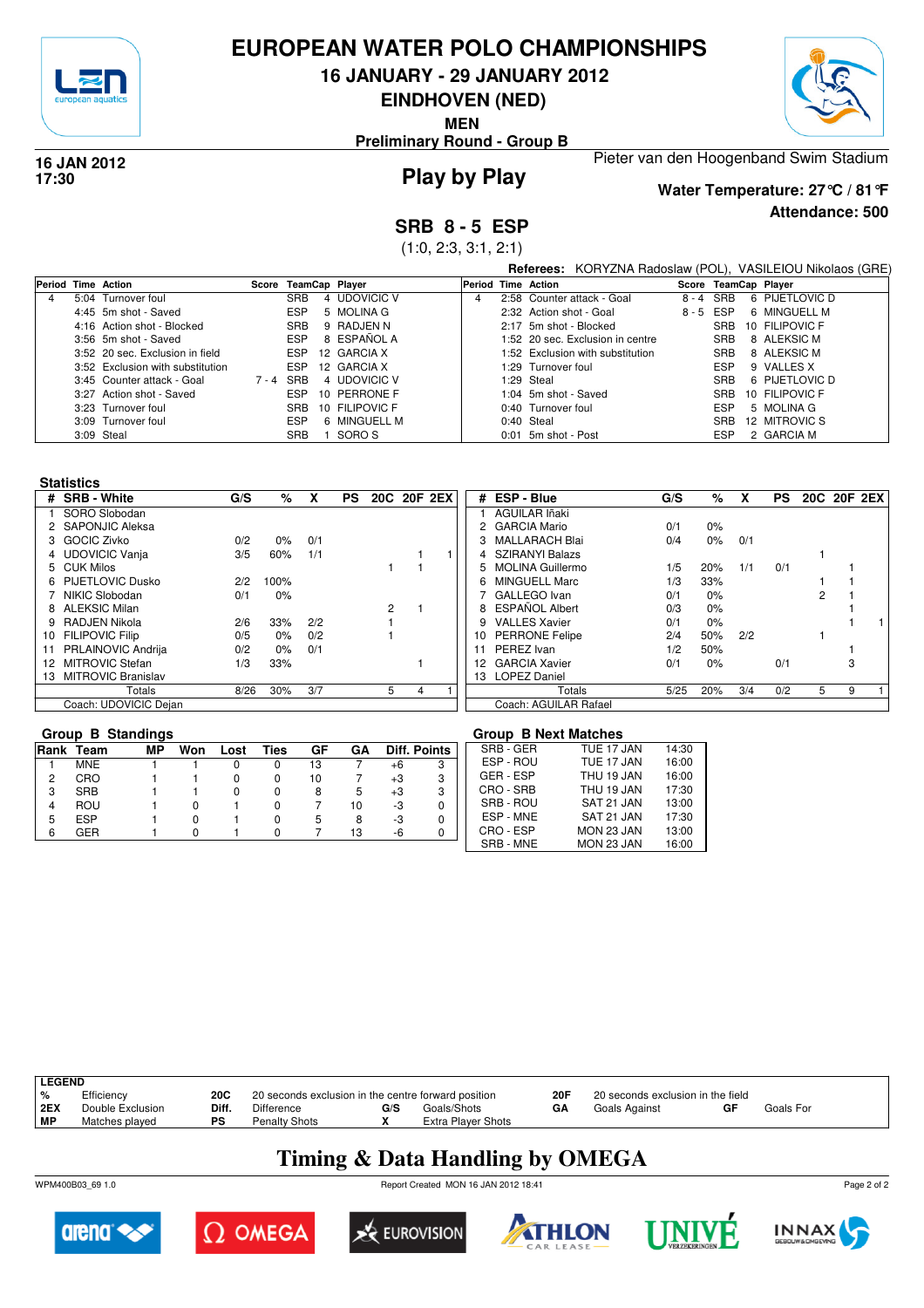# EUROPEAN WATER POLO CHAMPIONSHIPS

## 16 JANUARY - 29 JANUARY 2012

## EINDHOVEN (NED)

**MEN**

**Preliminary Round - Group B**

**16 JAN 2012**
**17:30**

# Play by Play

Pieter van den Hoogenband Swim Stadium

**Water Temperature: 27°C / 81°F**

**Attendance: 500**

## SRB 8 - 5 ESP

(1:0, 2:3, 3:1, 2:1)

**Referees:** KORYZNA Radoslaw (POL), VASILEIOU Nikolaos (GRE)

| Period | Time | Action | Score | TeamCap | Player |
|---|---|---|---|---|---|
| 4 | 5:04 | Turnover foul | | SRB | 4 UDOVICIC V |
| | 4:45 | 5m shot - Saved | | ESP | 5 MOLINA G |
| | 4:16 | Action shot - Blocked | | SRB | 9 RADJEN N |
| | 3:56 | 5m shot - Saved | | ESP | 8 ESPAÑOL A |
| | 3:52 | 20 sec. Exclusion in field | | ESP | 12 GARCIA X |
| | 3:52 | Exclusion with substitution | | ESP | 12 GARCIA X |
| | 3:45 | Counter attack - Goal | 7 - 4 | SRB | 4 UDOVICIC V |
| | 3:27 | Action shot - Saved | | ESP | 10 PERRONE F |
| | 3:23 | Turnover foul | | SRB | 10 FILIPOVIC F |
| | 3:09 | Turnover foul | | ESP | 6 MINGUELL M |
| | 3:09 | Steal | | SRB | 1 SORO S |
| 4 | 2:58 | Counter attack - Goal | 8 - 4 | SRB | 6 PIJETLOVIC D |
| | 2:32 | Action shot - Goal | 8 - 5 | ESP | 6 MINGUELL M |
| | 2:17 | 5m shot - Blocked | | SRB | 10 FILIPOVIC F |
| | 1:52 | 20 sec. Exclusion in centre | | SRB | 8 ALEKSIC M |
| | 1:52 | Exclusion with substitution | | SRB | 8 ALEKSIC M |
| | 1:29 | Turnover foul | | ESP | 9 VALLES X |
| | 1:29 | Steal | | SRB | 6 PIJETLOVIC D |
| | 1:04 | 5m shot - Saved | | SRB | 10 FILIPOVIC F |
| | 0:40 | Turnover foul | | ESP | 5 MOLINA G |
| | 0:40 | Steal | | SRB | 12 MITROVIC S |
| | 0:01 | 5m shot - Post | | ESP | 2 GARCIA M |

### Statistics

| # | SRB - White | G/S | % | X | PS | 20C | 20F | 2EX |
|---|---|---|---|---|---|---|---|---|
| 1 | SORO Slobodan | | | | | | | |
| 2 | SAPONJIC Aleksa | | | | | | | |
| 3 | GOCIC Zivko | 0/2 | 0% | 0/1 | | | | |
| 4 | UDOVICIC Vanja | 3/5 | 60% | 1/1 | | | 1 | 1 |
| 5 | CUK Milos | | | | | 1 | 1 | |
| 6 | PIJETLOVIC Dusko | 2/2 | 100% | | | | | |
| 7 | NIKIC Slobodan | 0/1 | 0% | | | | | |
| 8 | ALEKSIC Milan | | | | | 2 | 1 | |
| 9 | RADJEN Nikola | 2/6 | 33% | 2/2 | | 1 | | |
| 10 | FILIPOVIC Filip | 0/5 | 0% | 0/2 | | 1 | | |
| 11 | PRLAINOVIC Andrija | 0/2 | 0% | 0/1 | | | | |
| 12 | MITROVIC Stefan | 1/3 | 33% | | | | 1 | |
| 13 | MITROVIC Branislav | | | | | | | |
| | Totals | 8/26 | 30% | 3/7 | | 5 | 4 | 1 |
| | Coach: UDOVICIC Dejan | | | | | | | |

| # | ESP - Blue | G/S | % | X | PS | 20C | 20F | 2EX |
|---|---|---|---|---|---|---|---|---|
| 1 | AGUILAR Iñaki | | | | | | | |
| 2 | GARCIA Mario | 0/1 | 0% | | | | | |
| 3 | MALLARACH Blai | 0/4 | 0% | 0/1 | | | | |
| 4 | SZIRANYI Balazs | | | | | 1 | | |
| 5 | MOLINA Guillermo | 1/5 | 20% | 1/1 | 0/1 | | 1 | |
| 6 | MINGUELL Marc | 1/3 | 33% | | | 1 | 1 | |
| 7 | GALLEGO Ivan | 0/1 | 0% | | | 2 | 1 | |
| 8 | ESPAÑOL Albert | 0/3 | 0% | | | | 1 | |
| 9 | VALLES Xavier | 0/1 | 0% | | | | 1 | 1 |
| 10 | PERRONE Felipe | 2/4 | 50% | 2/2 | | 1 | | |
| 11 | PEREZ Ivan | 1/2 | 50% | | | | 1 | |
| 12 | GARCIA Xavier | 0/1 | 0% | | 0/1 | | 3 | |
| 13 | LOPEZ Daniel | | | | | | | |
| | Totals | 5/25 | 20% | 3/4 | 0/2 | 5 | 9 | 1 |
| | Coach: AGUILAR Rafael | | | | | | | |

### Group B Standings

| Rank | Team | MP | Won | Lost | Ties | GF | GA | Diff. | Points |
|---|---|---|---|---|---|---|---|---|---|
| 1 | MNE | 1 | 1 | 0 | 0 | 13 | 7 | +6 | 3 |
| 2 | CRO | 1 | 1 | 0 | 0 | 10 | 7 | +3 | 3 |
| 3 | SRB | 1 | 1 | 0 | 0 | 8 | 5 | +3 | 3 |
| 4 | ROU | 1 | 0 | 1 | 0 | 7 | 10 | -3 | 0 |
| 5 | ESP | 1 | 0 | 1 | 0 | 5 | 8 | -3 | 0 |
| 6 | GER | 1 | 0 | 1 | 0 | 7 | 13 | -6 | 0 |

### Group B Next Matches

| | | |
|---|---|---|
| SRB - GER | TUE 17 JAN | 14:30 |
| ESP - ROU | TUE 17 JAN | 16:00 |
| GER - ESP | THU 19 JAN | 16:00 |
| CRO - SRB | THU 19 JAN | 17:30 |
| SRB - ROU | SAT 21 JAN | 13:00 |
| ESP - MNE | SAT 21 JAN | 17:30 |
| CRO - ESP | MON 23 JAN | 13:00 |
| SRB - MNE | MON 23 JAN | 16:00 |

**LEGEND**

| | | | | | | | | | |
|---|---|---|---|---|---|---|---|---|---|
| % | Efficiency | 20C | 20 seconds exclusion in the centre forward position | | | 20F | 20 seconds exclusion in the field | | |
| 2EX | Double Exclusion | Diff. | Difference | G/S | Goals/Shots | GA | Goals Against | GF | Goals For |
| MP | Matches played | PS | Penalty Shots | X | Extra Player Shots | | | | |

## Timing & Data Handling by OMEGA

WPM400B03_69 1.0 — Report Created MON 16 JAN 2012 18:41